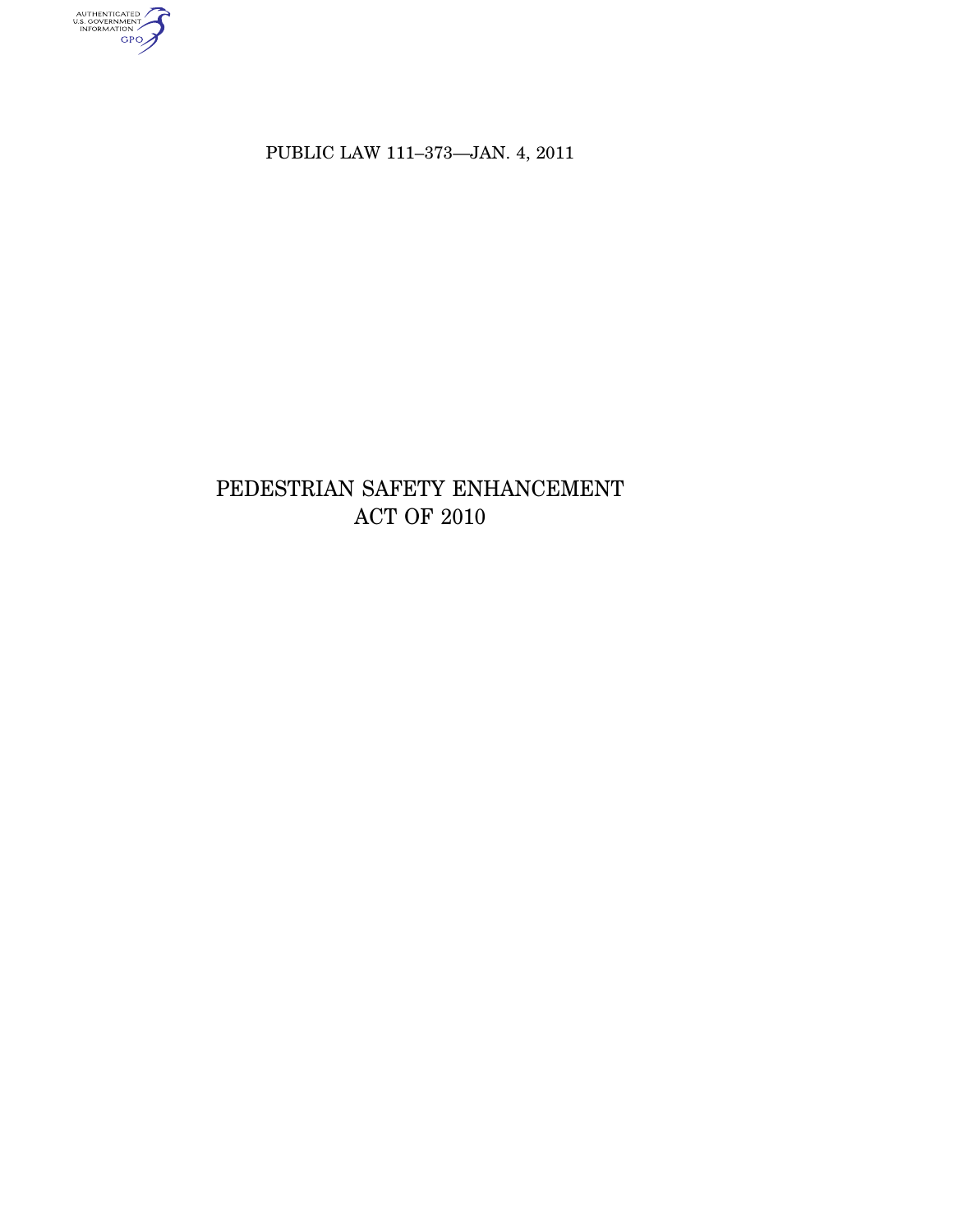PUBLIC LAW 111–373—JAN. 4, 2011

# PEDESTRIAN SAFETY ENHANCEMENT ACT OF 2010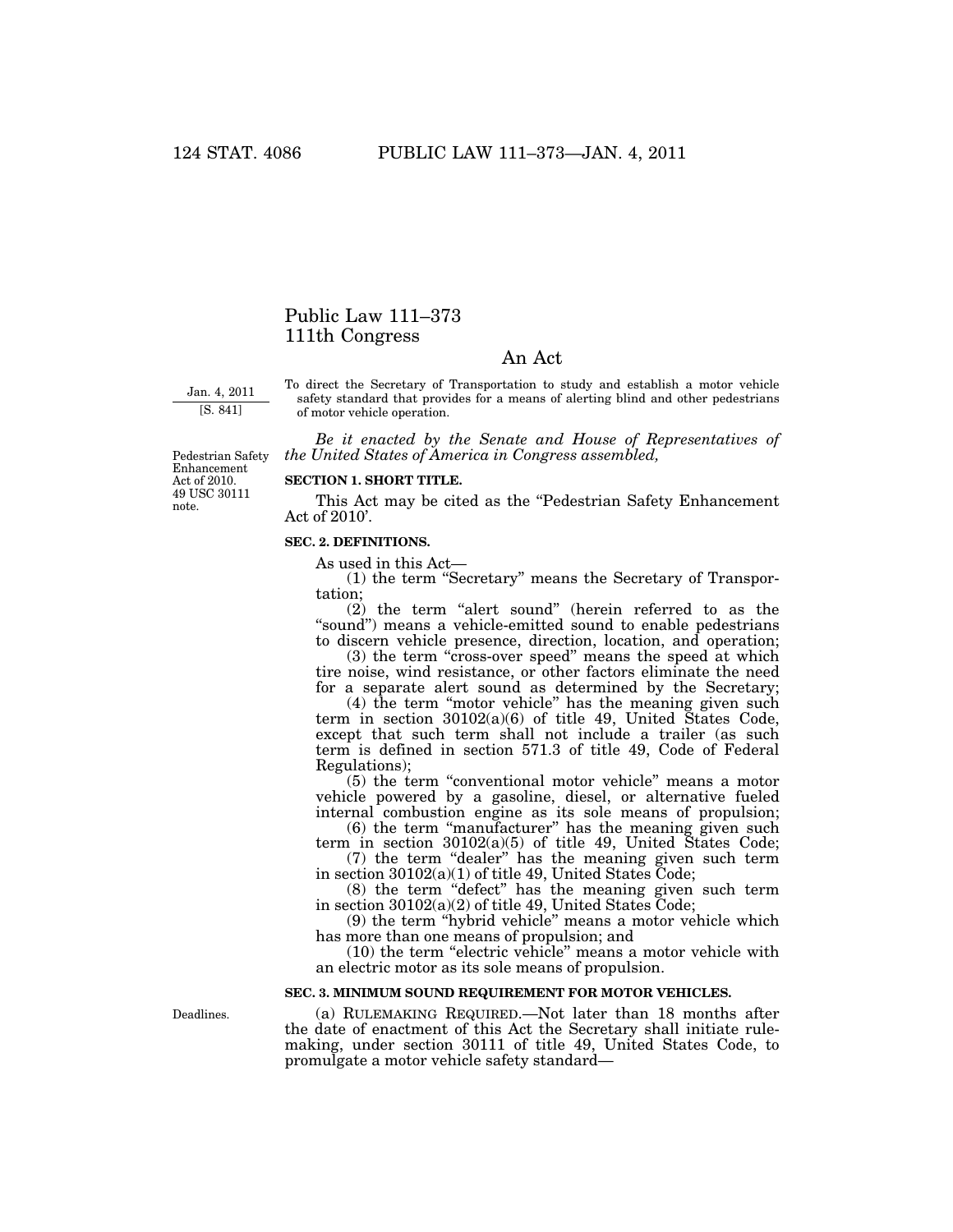# Public Law 111–373
# 111th Congress

## An Act

Jan. 4, 2011
[S. 841]

To direct the Secretary of Transportation to study and establish a motor vehicle safety standard that provides for a means of alerting blind and other pedestrians of motor vehicle operation.

*Be it enacted by the Senate and House of Representatives of the United States of America in Congress assembled,*

Pedestrian Safety Enhancement Act of 2010.
49 USC 30111 note.

**SECTION 1. SHORT TITLE.**

This Act may be cited as the "Pedestrian Safety Enhancement Act of 2010'.

**SEC. 2. DEFINITIONS.**

As used in this Act—

(1) the term "Secretary" means the Secretary of Transportation;

(2) the term "alert sound" (herein referred to as the "sound") means a vehicle-emitted sound to enable pedestrians to discern vehicle presence, direction, location, and operation;

(3) the term "cross-over speed" means the speed at which tire noise, wind resistance, or other factors eliminate the need for a separate alert sound as determined by the Secretary;

(4) the term "motor vehicle" has the meaning given such term in section 30102(a)(6) of title 49, United States Code, except that such term shall not include a trailer (as such term is defined in section 571.3 of title 49, Code of Federal Regulations);

(5) the term "conventional motor vehicle" means a motor vehicle powered by a gasoline, diesel, or alternative fueled internal combustion engine as its sole means of propulsion;

(6) the term "manufacturer" has the meaning given such term in section 30102(a)(5) of title 49, United States Code;

(7) the term "dealer" has the meaning given such term in section 30102(a)(1) of title 49, United States Code;

(8) the term "defect" has the meaning given such term in section 30102(a)(2) of title 49, United States Code;

(9) the term "hybrid vehicle" means a motor vehicle which has more than one means of propulsion; and

(10) the term "electric vehicle" means a motor vehicle with an electric motor as its sole means of propulsion.

**SEC. 3. MINIMUM SOUND REQUIREMENT FOR MOTOR VEHICLES.**

Deadlines.

(a) RULEMAKING REQUIRED.—Not later than 18 months after the date of enactment of this Act the Secretary shall initiate rule-making, under section 30111 of title 49, United States Code, to promulgate a motor vehicle safety standard—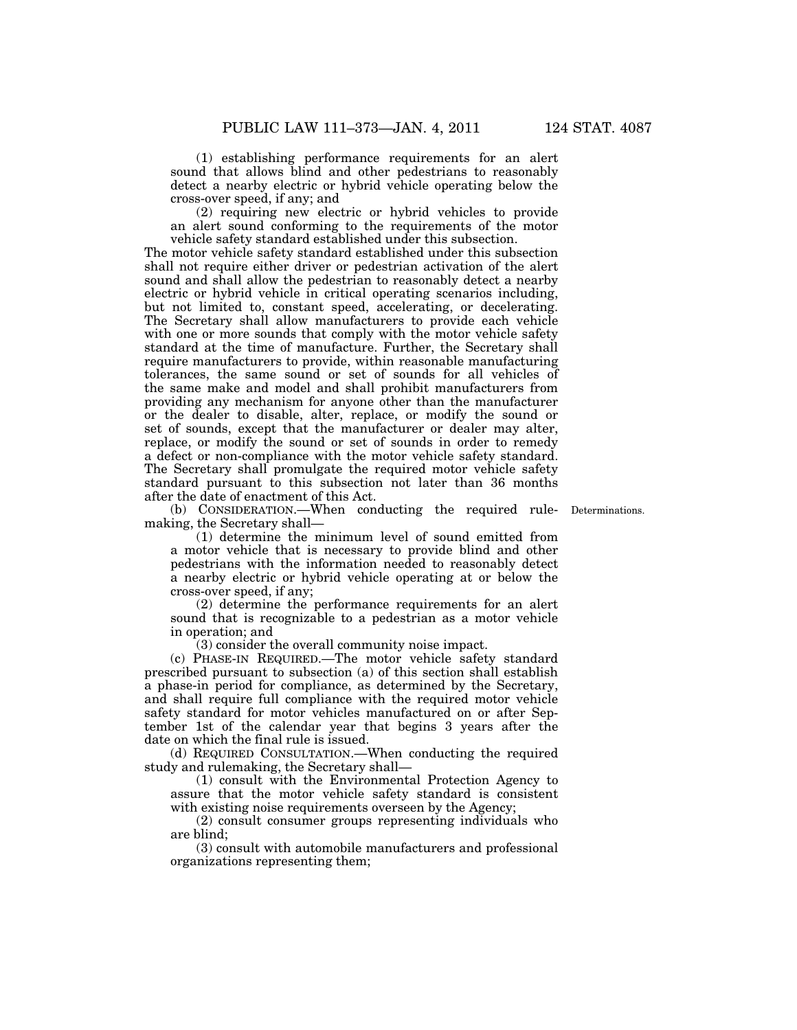(1) establishing performance requirements for an alert sound that allows blind and other pedestrians to reasonably detect a nearby electric or hybrid vehicle operating below the cross-over speed, if any; and

(2) requiring new electric or hybrid vehicles to provide an alert sound conforming to the requirements of the motor vehicle safety standard established under this subsection.

The motor vehicle safety standard established under this subsection shall not require either driver or pedestrian activation of the alert sound and shall allow the pedestrian to reasonably detect a nearby electric or hybrid vehicle in critical operating scenarios including, but not limited to, constant speed, accelerating, or decelerating. The Secretary shall allow manufacturers to provide each vehicle with one or more sounds that comply with the motor vehicle safety standard at the time of manufacture. Further, the Secretary shall require manufacturers to provide, within reasonable manufacturing tolerances, the same sound or set of sounds for all vehicles of the same make and model and shall prohibit manufacturers from providing any mechanism for anyone other than the manufacturer or the dealer to disable, alter, replace, or modify the sound or set of sounds, except that the manufacturer or dealer may alter, replace, or modify the sound or set of sounds in order to remedy a defect or non-compliance with the motor vehicle safety standard. The Secretary shall promulgate the required motor vehicle safety standard pursuant to this subsection not later than 36 months after the date of enactment of this Act.

Determinations.

(b) CONSIDERATION.—When conducting the required rulemaking, the Secretary shall—

(1) determine the minimum level of sound emitted from a motor vehicle that is necessary to provide blind and other pedestrians with the information needed to reasonably detect a nearby electric or hybrid vehicle operating at or below the cross-over speed, if any;

(2) determine the performance requirements for an alert sound that is recognizable to a pedestrian as a motor vehicle in operation; and

(3) consider the overall community noise impact.

(c) PHASE-IN REQUIRED.—The motor vehicle safety standard prescribed pursuant to subsection (a) of this section shall establish a phase-in period for compliance, as determined by the Secretary, and shall require full compliance with the required motor vehicle safety standard for motor vehicles manufactured on or after September 1st of the calendar year that begins 3 years after the date on which the final rule is issued.

(d) REQUIRED CONSULTATION.—When conducting the required study and rulemaking, the Secretary shall—

(1) consult with the Environmental Protection Agency to assure that the motor vehicle safety standard is consistent with existing noise requirements overseen by the Agency;

(2) consult consumer groups representing individuals who are blind;

(3) consult with automobile manufacturers and professional organizations representing them;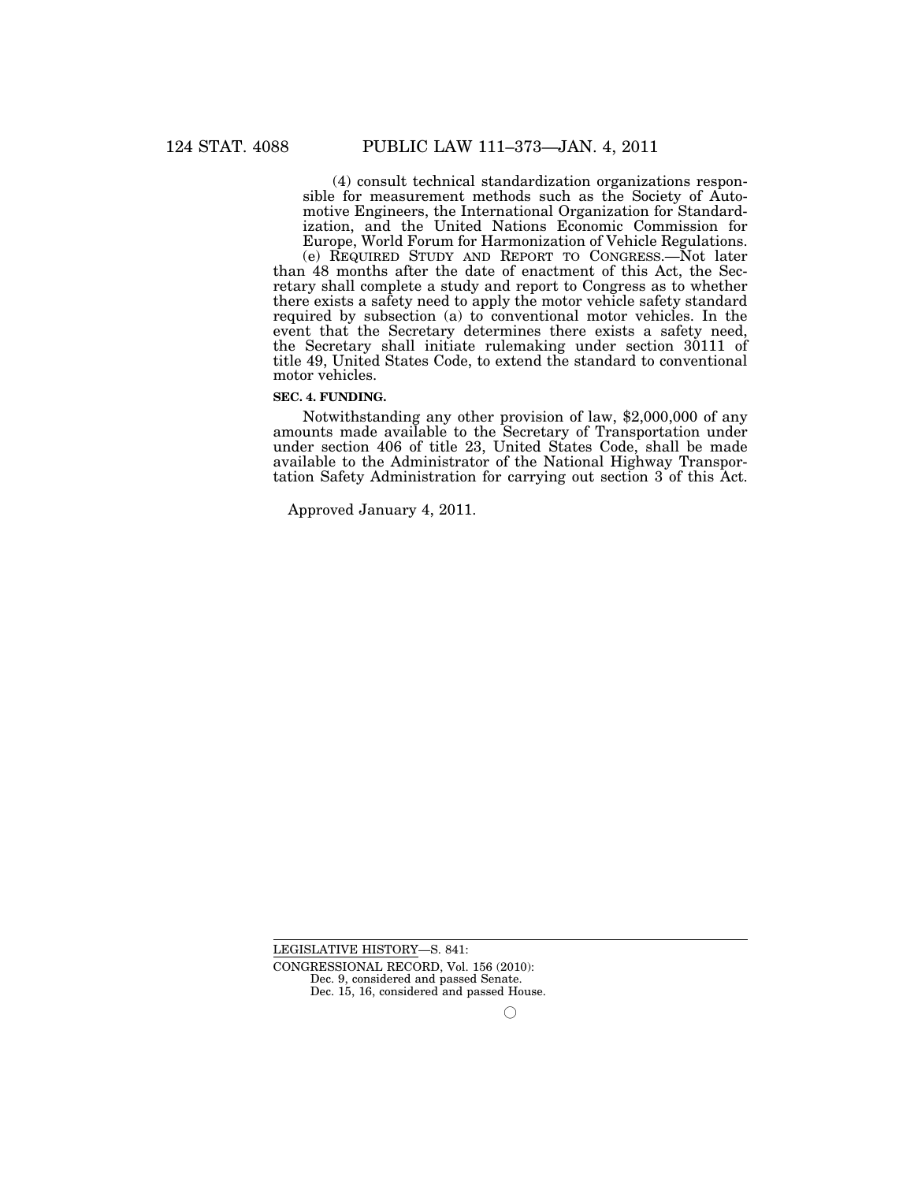(4) consult technical standardization organizations responsible for measurement methods such as the Society of Automotive Engineers, the International Organization for Standardization, and the United Nations Economic Commission for Europe, World Forum for Harmonization of Vehicle Regulations.

(e) REQUIRED STUDY AND REPORT TO CONGRESS.—Not later than 48 months after the date of enactment of this Act, the Secretary shall complete a study and report to Congress as to whether there exists a safety need to apply the motor vehicle safety standard required by subsection (a) to conventional motor vehicles. In the event that the Secretary determines there exists a safety need, the Secretary shall initiate rulemaking under section 30111 of title 49, United States Code, to extend the standard to conventional motor vehicles.

**SEC. 4. FUNDING.**

Notwithstanding any other provision of law, $2,000,000 of any amounts made available to the Secretary of Transportation under under section 406 of title 23, United States Code, shall be made available to the Administrator of the National Highway Transportation Safety Administration for carrying out section 3 of this Act.

Approved January 4, 2011.

LEGISLATIVE HISTORY—S. 841:

CONGRESSIONAL RECORD, Vol. 156 (2010):
- Dec. 9, considered and passed Senate.
- Dec. 15, 16, considered and passed House.

○